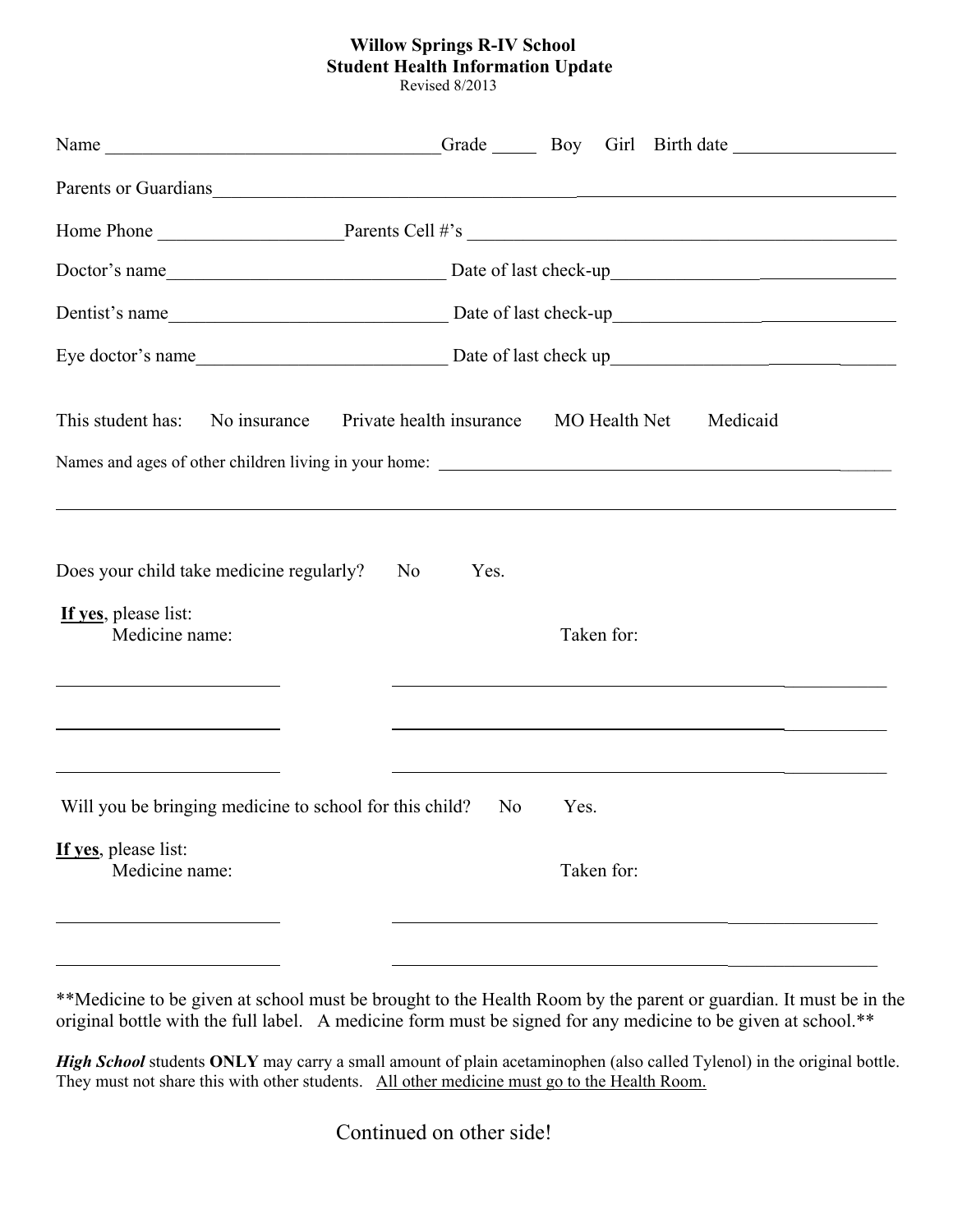**Willow Springs R-IV School**
**Student Health Information Update**
Revised 8/2013

Name ____________________________________ Grade _____ Boy Girl Birth date _________________

Parents or Guardians ______________________________________________________________________

Home Phone ___________________ Parents Cell #'s ____________________________________________

Doctor's name ______________________________ Date of last check-up ______________________________

Dentist's name ______________________________ Date of last check-up ______________________________

Eye doctor's name ___________________________ Date of last check up ______________________________

This student has: No insurance Private health insurance MO Health Net Medicaid

Names and ages of other children living in your home: _______________________________________________

______________________________________________________________________________________

Does your child take medicine regularly? No Yes.

**If yes**, please list:

| Medicine name: | Taken for: |
|---|---|
| ______________________ | ____________________________________________ |
| ______________________ | ____________________________________________ |
| ______________________ | ____________________________________________ |

Will you be bringing medicine to school for this child? No Yes.

**If yes**, please list:

| Medicine name: | Taken for: |
|---|---|
| ______________________ | ____________________________________________ |
| ______________________ | ____________________________________________ |

\*\*Medicine to be given at school must be brought to the Health Room by the parent or guardian. It must be in the original bottle with the full label. A medicine form must be signed for any medicine to be given at school.\*\*

***High School*** students **ONLY** may carry a small amount of plain acetaminophen (also called Tylenol) in the original bottle. They must not share this with other students. <u>All other medicine must go to the Health Room.</u>

Continued on other side!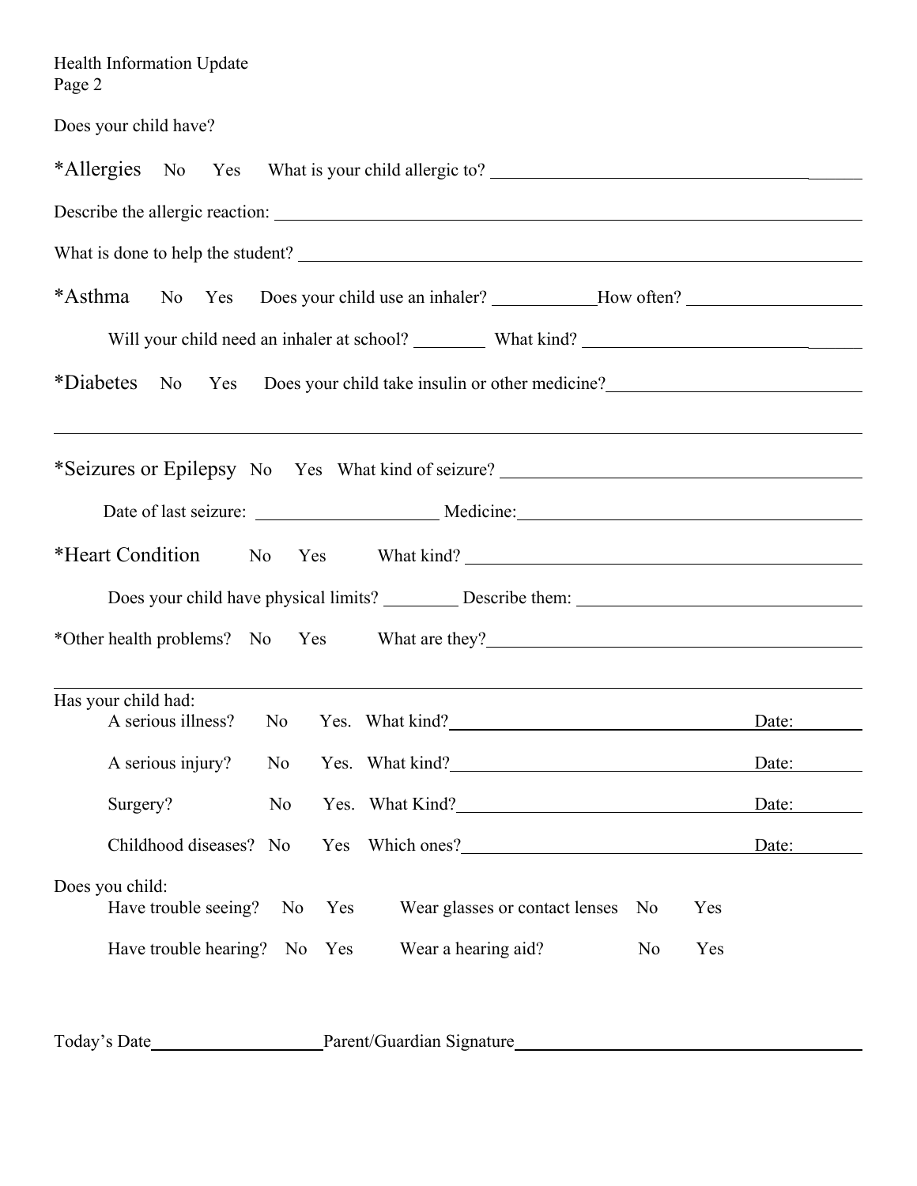Health Information Update
Page 2

Does your child have?

*Allergies No Yes What is your child allergic to? ______________________________

Describe the allergic reaction: ______________________________

What is done to help the student? ______________________________

*Asthma No Yes Does your child use an inhaler? __________ How often? __________

Will your child need an inhaler at school? ________ What kind? ______________________________

*Diabetes No Yes Does your child take insulin or other medicine? ______________________________

______________________________

*Seizures or Epilepsy No Yes What kind of seizure? ______________________________

Date of last seizure: __________________ Medicine: ______________________________

*Heart Condition No Yes What kind? ______________________________

Does your child have physical limits? ________ Describe them: ______________________________

*Other health problems? No Yes What are they? ______________________________

______________________________

Has your child had:

A serious illness? No Yes. What kind? ______________________________ Date: ________

A serious injury? No Yes. What kind? ______________________________ Date: ________

Surgery? No Yes. What Kind? ______________________________ Date: ________

Childhood diseases? No Yes Which ones? ______________________________ Date: ________

Does you child:

Have trouble seeing? No Yes Wear glasses or contact lenses No Yes

Have trouble hearing? No Yes Wear a hearing aid? No Yes

Today's Date __________________ Parent/Guardian Signature ______________________________